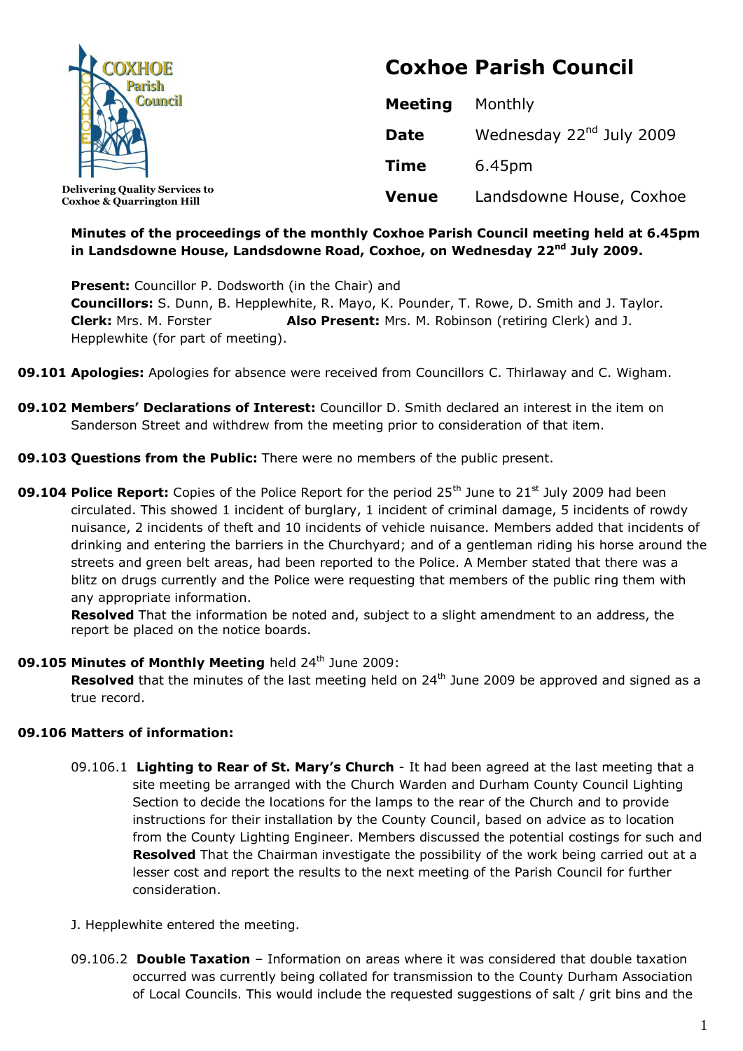Delivering Quality Services to Coxhoe & Quarrington Hill

# Coxhoe Parish Council

| | |
|---|---|
| **Meeting** | Monthly |
| **Date** | Wednesday 22nd July 2009 |
| **Time** | 6.45pm |
| **Venue** | Landsdowne House, Coxhoe |

**Minutes of the proceedings of the monthly Coxhoe Parish Council meeting held at 6.45pm in Landsdowne House, Landsdowne Road, Coxhoe, on Wednesday 22nd July 2009.**

**Present:** Councillor P. Dodsworth (in the Chair) and
**Councillors:** S. Dunn, B. Hepplewhite, R. Mayo, K. Pounder, T. Rowe, D. Smith and J. Taylor.
**Clerk:** Mrs. M. Forster **Also Present:** Mrs. M. Robinson (retiring Clerk) and J. Hepplewhite (for part of meeting).

**09.101 Apologies:** Apologies for absence were received from Councillors C. Thirlaway and C. Wigham.

**09.102 Members' Declarations of Interest:** Councillor D. Smith declared an interest in the item on Sanderson Street and withdrew from the meeting prior to consideration of that item.

**09.103 Questions from the Public:** There were no members of the public present.

**09.104 Police Report:** Copies of the Police Report for the period 25th June to 21st July 2009 had been circulated. This showed 1 incident of burglary, 1 incident of criminal damage, 5 incidents of rowdy nuisance, 2 incidents of theft and 10 incidents of vehicle nuisance. Members added that incidents of drinking and entering the barriers in the Churchyard; and of a gentleman riding his horse around the streets and green belt areas, had been reported to the Police. A Member stated that there was a blitz on drugs currently and the Police were requesting that members of the public ring them with any appropriate information.
**Resolved** That the information be noted and, subject to a slight amendment to an address, the report be placed on the notice boards.

**09.105 Minutes of Monthly Meeting** held 24th June 2009:
**Resolved** that the minutes of the last meeting held on 24th June 2009 be approved and signed as a true record.

**09.106 Matters of information:**

09.106.1 **Lighting to Rear of St. Mary's Church** - It had been agreed at the last meeting that a site meeting be arranged with the Church Warden and Durham County Council Lighting Section to decide the locations for the lamps to the rear of the Church and to provide instructions for their installation by the County Council, based on advice as to location from the County Lighting Engineer. Members discussed the potential costings for such and **Resolved** That the Chairman investigate the possibility of the work being carried out at a lesser cost and report the results to the next meeting of the Parish Council for further consideration.

J. Hepplewhite entered the meeting.

09.106.2 **Double Taxation** – Information on areas where it was considered that double taxation occurred was currently being collated for transmission to the County Durham Association of Local Councils. This would include the requested suggestions of salt / grit bins and the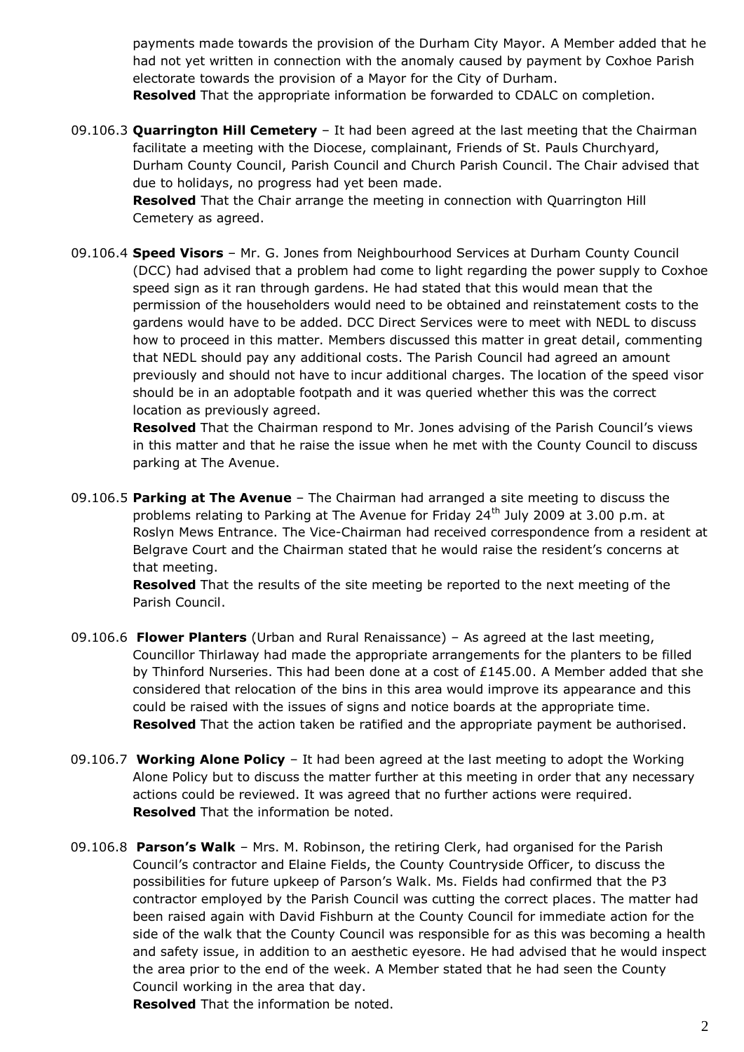payments made towards the provision of the Durham City Mayor. A Member added that he had not yet written in connection with the anomaly caused by payment by Coxhoe Parish electorate towards the provision of a Mayor for the City of Durham.
**Resolved** That the appropriate information be forwarded to CDALC on completion.

09.106.3 **Quarrington Hill Cemetery** – It had been agreed at the last meeting that the Chairman facilitate a meeting with the Diocese, complainant, Friends of St. Pauls Churchyard, Durham County Council, Parish Council and Church Parish Council. The Chair advised that due to holidays, no progress had yet been made.
**Resolved** That the Chair arrange the meeting in connection with Quarrington Hill Cemetery as agreed.

09.106.4 **Speed Visors** – Mr. G. Jones from Neighbourhood Services at Durham County Council (DCC) had advised that a problem had come to light regarding the power supply to Coxhoe speed sign as it ran through gardens. He had stated that this would mean that the permission of the householders would need to be obtained and reinstatement costs to the gardens would have to be added. DCC Direct Services were to meet with NEDL to discuss how to proceed in this matter. Members discussed this matter in great detail, commenting that NEDL should pay any additional costs. The Parish Council had agreed an amount previously and should not have to incur additional charges. The location of the speed visor should be in an adoptable footpath and it was queried whether this was the correct location as previously agreed.
**Resolved** That the Chairman respond to Mr. Jones advising of the Parish Council's views in this matter and that he raise the issue when he met with the County Council to discuss parking at The Avenue.

09.106.5 **Parking at The Avenue** – The Chairman had arranged a site meeting to discuss the problems relating to Parking at The Avenue for Friday 24th July 2009 at 3.00 p.m. at Roslyn Mews Entrance. The Vice-Chairman had received correspondence from a resident at Belgrave Court and the Chairman stated that he would raise the resident's concerns at that meeting.
**Resolved** That the results of the site meeting be reported to the next meeting of the Parish Council.

09.106.6 **Flower Planters** (Urban and Rural Renaissance) – As agreed at the last meeting, Councillor Thirlaway had made the appropriate arrangements for the planters to be filled by Thinford Nurseries. This had been done at a cost of £145.00. A Member added that she considered that relocation of the bins in this area would improve its appearance and this could be raised with the issues of signs and notice boards at the appropriate time.
**Resolved** That the action taken be ratified and the appropriate payment be authorised.

09.106.7 **Working Alone Policy** – It had been agreed at the last meeting to adopt the Working Alone Policy but to discuss the matter further at this meeting in order that any necessary actions could be reviewed. It was agreed that no further actions were required.
**Resolved** That the information be noted.

09.106.8 **Parson's Walk** – Mrs. M. Robinson, the retiring Clerk, had organised for the Parish Council's contractor and Elaine Fields, the County Countryside Officer, to discuss the possibilities for future upkeep of Parson's Walk. Ms. Fields had confirmed that the P3 contractor employed by the Parish Council was cutting the correct places. The matter had been raised again with David Fishburn at the County Council for immediate action for the side of the walk that the County Council was responsible for as this was becoming a health and safety issue, in addition to an aesthetic eyesore. He had advised that he would inspect the area prior to the end of the week. A Member stated that he had seen the County Council working in the area that day.
**Resolved** That the information be noted.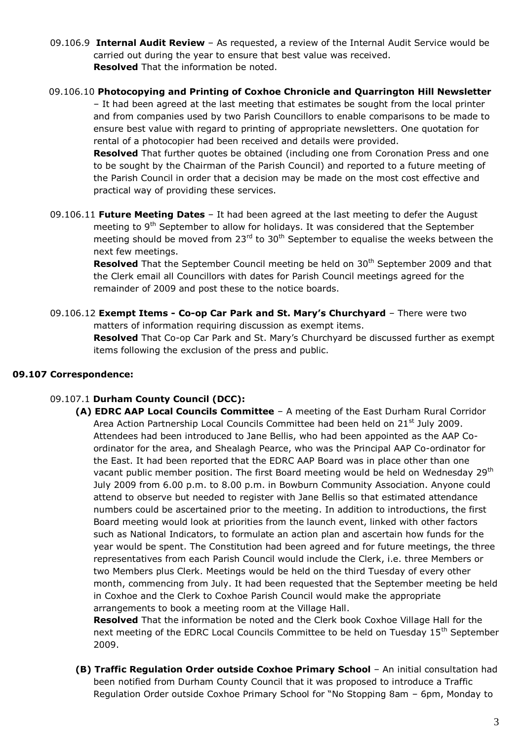09.106.9 **Internal Audit Review** – As requested, a review of the Internal Audit Service would be carried out during the year to ensure that best value was received.
**Resolved** That the information be noted.

09.106.10 **Photocopying and Printing of Coxhoe Chronicle and Quarrington Hill Newsletter** – It had been agreed at the last meeting that estimates be sought from the local printer and from companies used by two Parish Councillors to enable comparisons to be made to ensure best value with regard to printing of appropriate newsletters. One quotation for rental of a photocopier had been received and details were provided.
**Resolved** That further quotes be obtained (including one from Coronation Press and one to be sought by the Chairman of the Parish Council) and reported to a future meeting of the Parish Council in order that a decision may be made on the most cost effective and practical way of providing these services.

09.106.11 **Future Meeting Dates** – It had been agreed at the last meeting to defer the August meeting to 9th September to allow for holidays. It was considered that the September meeting should be moved from 23rd to 30th September to equalise the weeks between the next few meetings.
**Resolved** That the September Council meeting be held on 30th September 2009 and that the Clerk email all Councillors with dates for Parish Council meetings agreed for the remainder of 2009 and post these to the notice boards.

09.106.12 **Exempt Items - Co-op Car Park and St. Mary's Churchyard** – There were two matters of information requiring discussion as exempt items.
**Resolved** That Co-op Car Park and St. Mary's Churchyard be discussed further as exempt items following the exclusion of the press and public.

**09.107 Correspondence:**

09.107.1 **Durham County Council (DCC):**

**(A) EDRC AAP Local Councils Committee** – A meeting of the East Durham Rural Corridor Area Action Partnership Local Councils Committee had been held on 21st July 2009. Attendees had been introduced to Jane Bellis, who had been appointed as the AAP Co-ordinator for the area, and Shealagh Pearce, who was the Principal AAP Co-ordinator for the East. It had been reported that the EDRC AAP Board was in place other than one vacant public member position. The first Board meeting would be held on Wednesday 29th July 2009 from 6.00 p.m. to 8.00 p.m. in Bowburn Community Association. Anyone could attend to observe but needed to register with Jane Bellis so that estimated attendance numbers could be ascertained prior to the meeting. In addition to introductions, the first Board meeting would look at priorities from the launch event, linked with other factors such as National Indicators, to formulate an action plan and ascertain how funds for the year would be spent. The Constitution had been agreed and for future meetings, the three representatives from each Parish Council would include the Clerk, i.e. three Members or two Members plus Clerk. Meetings would be held on the third Tuesday of every other month, commencing from July. It had been requested that the September meeting be held in Coxhoe and the Clerk to Coxhoe Parish Council would make the appropriate arrangements to book a meeting room at the Village Hall.
**Resolved** That the information be noted and the Clerk book Coxhoe Village Hall for the next meeting of the EDRC Local Councils Committee to be held on Tuesday 15th September 2009.

**(B) Traffic Regulation Order outside Coxhoe Primary School** – An initial consultation had been notified from Durham County Council that it was proposed to introduce a Traffic Regulation Order outside Coxhoe Primary School for "No Stopping 8am – 6pm, Monday to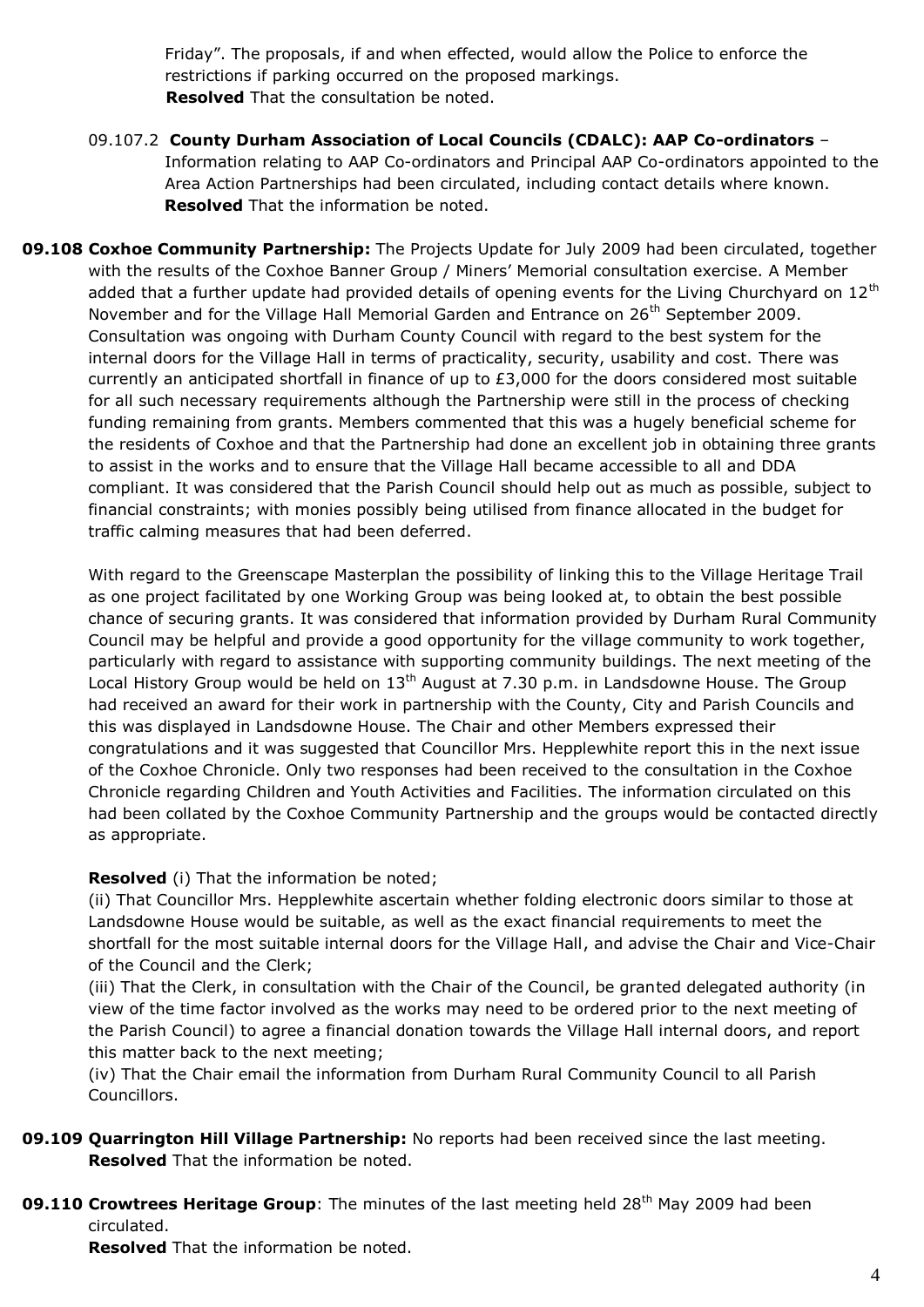Friday". The proposals, if and when effected, would allow the Police to enforce the restrictions if parking occurred on the proposed markings.
**Resolved** That the consultation be noted.

09.107.2 **County Durham Association of Local Councils (CDALC): AAP Co-ordinators** – Information relating to AAP Co-ordinators and Principal AAP Co-ordinators appointed to the Area Action Partnerships had been circulated, including contact details where known.
**Resolved** That the information be noted.

**09.108 Coxhoe Community Partnership:** The Projects Update for July 2009 had been circulated, together with the results of the Coxhoe Banner Group / Miners' Memorial consultation exercise. A Member added that a further update had provided details of opening events for the Living Churchyard on 12th November and for the Village Hall Memorial Garden and Entrance on 26th September 2009. Consultation was ongoing with Durham County Council with regard to the best system for the internal doors for the Village Hall in terms of practicality, security, usability and cost. There was currently an anticipated shortfall in finance of up to £3,000 for the doors considered most suitable for all such necessary requirements although the Partnership were still in the process of checking funding remaining from grants. Members commented that this was a hugely beneficial scheme for the residents of Coxhoe and that the Partnership had done an excellent job in obtaining three grants to assist in the works and to ensure that the Village Hall became accessible to all and DDA compliant. It was considered that the Parish Council should help out as much as possible, subject to financial constraints; with monies possibly being utilised from finance allocated in the budget for traffic calming measures that had been deferred.

With regard to the Greenscape Masterplan the possibility of linking this to the Village Heritage Trail as one project facilitated by one Working Group was being looked at, to obtain the best possible chance of securing grants. It was considered that information provided by Durham Rural Community Council may be helpful and provide a good opportunity for the village community to work together, particularly with regard to assistance with supporting community buildings. The next meeting of the Local History Group would be held on 13th August at 7.30 p.m. in Landsdowne House. The Group had received an award for their work in partnership with the County, City and Parish Councils and this was displayed in Landsdowne House. The Chair and other Members expressed their congratulations and it was suggested that Councillor Mrs. Hepplewhite report this in the next issue of the Coxhoe Chronicle. Only two responses had been received to the consultation in the Coxhoe Chronicle regarding Children and Youth Activities and Facilities. The information circulated on this had been collated by the Coxhoe Community Partnership and the groups would be contacted directly as appropriate.

**Resolved** (i) That the information be noted;
(ii) That Councillor Mrs. Hepplewhite ascertain whether folding electronic doors similar to those at Landsdowne House would be suitable, as well as the exact financial requirements to meet the shortfall for the most suitable internal doors for the Village Hall, and advise the Chair and Vice-Chair of the Council and the Clerk;
(iii) That the Clerk, in consultation with the Chair of the Council, be granted delegated authority (in view of the time factor involved as the works may need to be ordered prior to the next meeting of the Parish Council) to agree a financial donation towards the Village Hall internal doors, and report this matter back to the next meeting;
(iv) That the Chair email the information from Durham Rural Community Council to all Parish Councillors.

**09.109 Quarrington Hill Village Partnership:** No reports had been received since the last meeting.
**Resolved** That the information be noted.

**09.110 Crowtrees Heritage Group**: The minutes of the last meeting held 28th May 2009 had been circulated.
**Resolved** That the information be noted.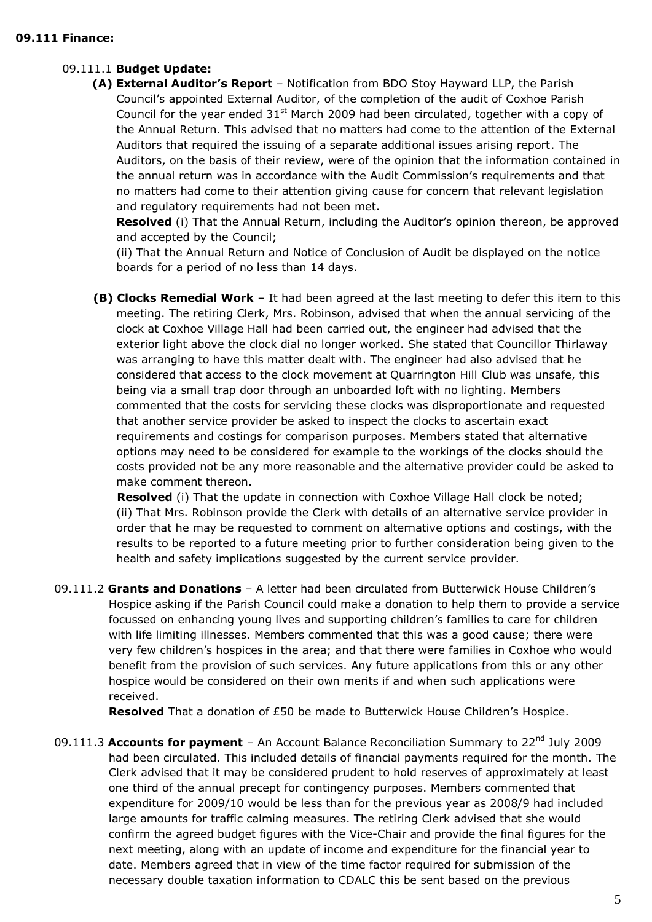**09.111 Finance:**

09.111.1 **Budget Update:**

**(A) External Auditor's Report** – Notification from BDO Stoy Hayward LLP, the Parish Council's appointed External Auditor, of the completion of the audit of Coxhoe Parish Council for the year ended 31st March 2009 had been circulated, together with a copy of the Annual Return. This advised that no matters had come to the attention of the External Auditors that required the issuing of a separate additional issues arising report. The Auditors, on the basis of their review, were of the opinion that the information contained in the annual return was in accordance with the Audit Commission's requirements and that no matters had come to their attention giving cause for concern that relevant legislation and regulatory requirements had not been met.

**Resolved** (i) That the Annual Return, including the Auditor's opinion thereon, be approved and accepted by the Council;

(ii) That the Annual Return and Notice of Conclusion of Audit be displayed on the notice boards for a period of no less than 14 days.

**(B) Clocks Remedial Work** – It had been agreed at the last meeting to defer this item to this meeting. The retiring Clerk, Mrs. Robinson, advised that when the annual servicing of the clock at Coxhoe Village Hall had been carried out, the engineer had advised that the exterior light above the clock dial no longer worked. She stated that Councillor Thirlaway was arranging to have this matter dealt with. The engineer had also advised that he considered that access to the clock movement at Quarrington Hill Club was unsafe, this being via a small trap door through an unboarded loft with no lighting. Members commented that the costs for servicing these clocks was disproportionate and requested that another service provider be asked to inspect the clocks to ascertain exact requirements and costings for comparison purposes. Members stated that alternative options may need to be considered for example to the workings of the clocks should the costs provided not be any more reasonable and the alternative provider could be asked to make comment thereon.

**Resolved** (i) That the update in connection with Coxhoe Village Hall clock be noted;

(ii) That Mrs. Robinson provide the Clerk with details of an alternative service provider in order that he may be requested to comment on alternative options and costings, with the results to be reported to a future meeting prior to further consideration being given to the health and safety implications suggested by the current service provider.

09.111.2 **Grants and Donations** – A letter had been circulated from Butterwick House Children's Hospice asking if the Parish Council could make a donation to help them to provide a service focussed on enhancing young lives and supporting children's families to care for children with life limiting illnesses. Members commented that this was a good cause; there were very few children's hospices in the area; and that there were families in Coxhoe who would benefit from the provision of such services. Any future applications from this or any other hospice would be considered on their own merits if and when such applications were received.

**Resolved** That a donation of £50 be made to Butterwick House Children's Hospice.

09.111.3 **Accounts for payment** – An Account Balance Reconciliation Summary to 22nd July 2009 had been circulated. This included details of financial payments required for the month. The Clerk advised that it may be considered prudent to hold reserves of approximately at least one third of the annual precept for contingency purposes. Members commented that expenditure for 2009/10 would be less than for the previous year as 2008/9 had included large amounts for traffic calming measures. The retiring Clerk advised that she would confirm the agreed budget figures with the Vice-Chair and provide the final figures for the next meeting, along with an update of income and expenditure for the financial year to date. Members agreed that in view of the time factor required for submission of the necessary double taxation information to CDALC this be sent based on the previous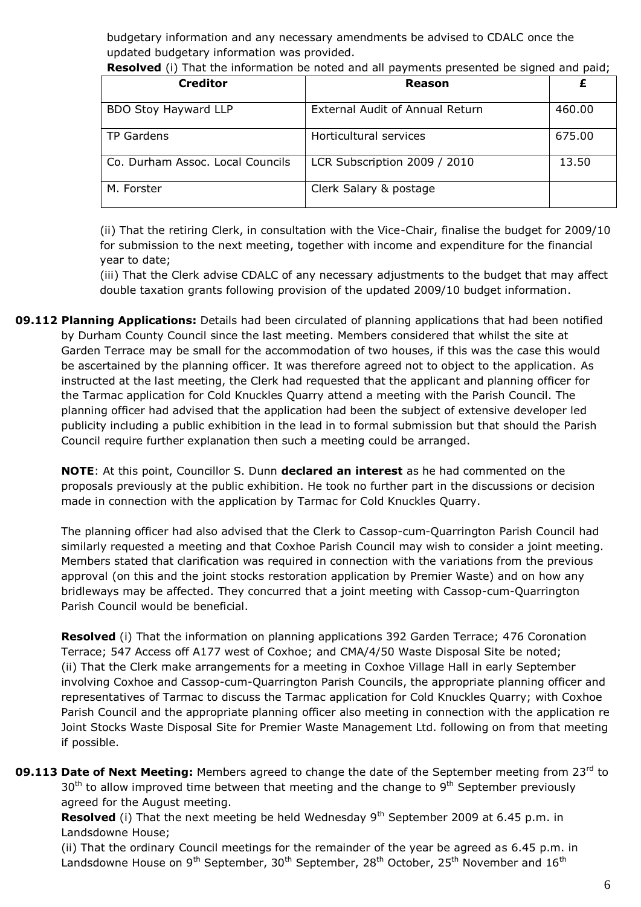budgetary information and any necessary amendments be advised to CDALC once the updated budgetary information was provided.

**Resolved** (i) That the information be noted and all payments presented be signed and paid;

| Creditor | Reason | £ |
|---|---|---|
| BDO Stoy Hayward LLP | External Audit of Annual Return | 460.00 |
| TP Gardens | Horticultural services | 675.00 |
| Co. Durham Assoc. Local Councils | LCR Subscription 2009 / 2010 | 13.50 |
| M. Forster | Clerk Salary & postage | |

(ii) That the retiring Clerk, in consultation with the Vice-Chair, finalise the budget for 2009/10 for submission to the next meeting, together with income and expenditure for the financial year to date;

(iii) That the Clerk advise CDALC of any necessary adjustments to the budget that may affect double taxation grants following provision of the updated 2009/10 budget information.

**09.112 Planning Applications:** Details had been circulated of planning applications that had been notified by Durham County Council since the last meeting. Members considered that whilst the site at Garden Terrace may be small for the accommodation of two houses, if this was the case this would be ascertained by the planning officer. It was therefore agreed not to object to the application. As instructed at the last meeting, the Clerk had requested that the applicant and planning officer for the Tarmac application for Cold Knuckles Quarry attend a meeting with the Parish Council. The planning officer had advised that the application had been the subject of extensive developer led publicity including a public exhibition in the lead in to formal submission but that should the Parish Council require further explanation then such a meeting could be arranged.

**NOTE**: At this point, Councillor S. Dunn **declared an interest** as he had commented on the proposals previously at the public exhibition. He took no further part in the discussions or decision made in connection with the application by Tarmac for Cold Knuckles Quarry.

The planning officer had also advised that the Clerk to Cassop-cum-Quarrington Parish Council had similarly requested a meeting and that Coxhoe Parish Council may wish to consider a joint meeting. Members stated that clarification was required in connection with the variations from the previous approval (on this and the joint stocks restoration application by Premier Waste) and on how any bridleways may be affected. They concurred that a joint meeting with Cassop-cum-Quarrington Parish Council would be beneficial.

**Resolved** (i) That the information on planning applications 392 Garden Terrace; 476 Coronation Terrace; 547 Access off A177 west of Coxhoe; and CMA/4/50 Waste Disposal Site be noted;
(ii) That the Clerk make arrangements for a meeting in Coxhoe Village Hall in early September involving Coxhoe and Cassop-cum-Quarrington Parish Councils, the appropriate planning officer and representatives of Tarmac to discuss the Tarmac application for Cold Knuckles Quarry; with Coxhoe Parish Council and the appropriate planning officer also meeting in connection with the application re Joint Stocks Waste Disposal Site for Premier Waste Management Ltd. following on from that meeting if possible.

**09.113 Date of Next Meeting:** Members agreed to change the date of the September meeting from 23rd to 30th to allow improved time between that meeting and the change to 9th September previously agreed for the August meeting.

**Resolved** (i) That the next meeting be held Wednesday 9th September 2009 at 6.45 p.m. in Landsdowne House;
(ii) That the ordinary Council meetings for the remainder of the year be agreed as 6.45 p.m. in Landsdowne House on 9th September, 30th September, 28th October, 25th November and 16th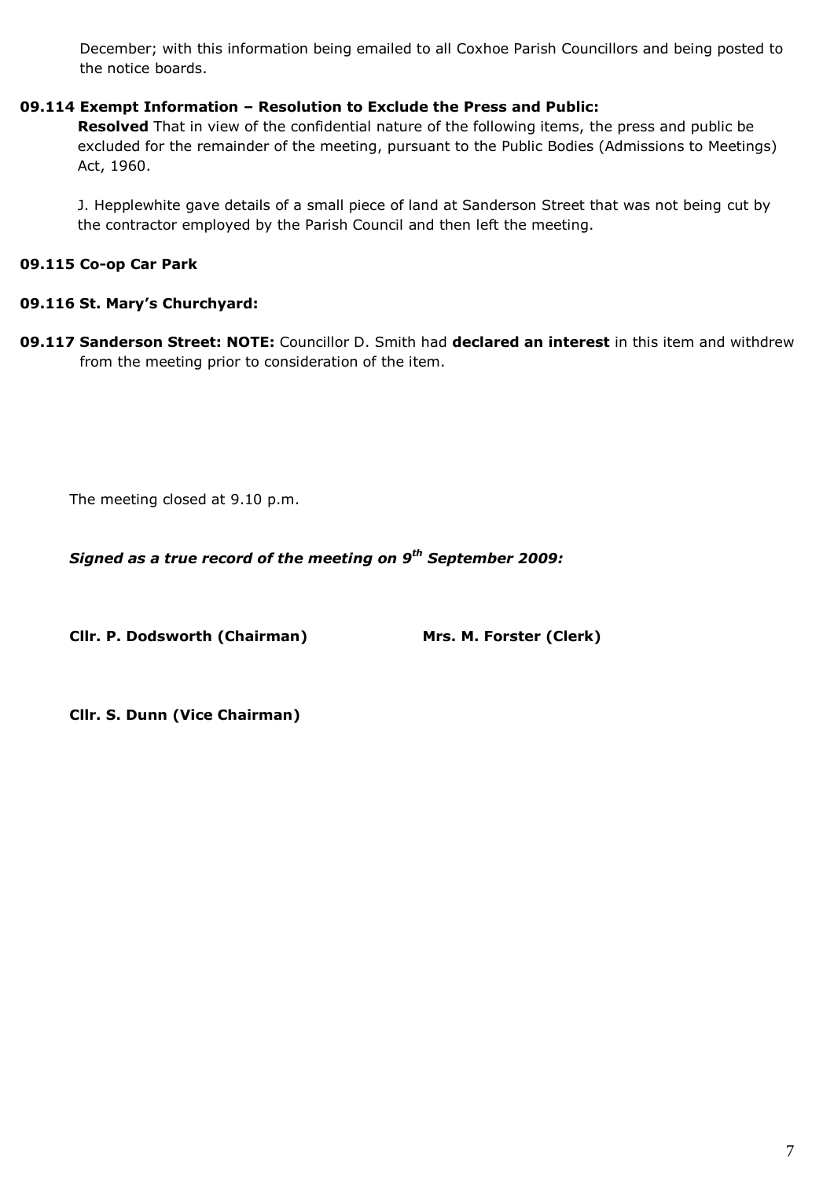December; with this information being emailed to all Coxhoe Parish Councillors and being posted to the notice boards.

**09.114 Exempt Information – Resolution to Exclude the Press and Public:**

**Resolved** That in view of the confidential nature of the following items, the press and public be excluded for the remainder of the meeting, pursuant to the Public Bodies (Admissions to Meetings) Act, 1960.

J. Hepplewhite gave details of a small piece of land at Sanderson Street that was not being cut by the contractor employed by the Parish Council and then left the meeting.

**09.115 Co-op Car Park**

**09.116 St. Mary's Churchyard:**

**09.117 Sanderson Street: NOTE:** Councillor D. Smith had **declared an interest** in this item and withdrew from the meeting prior to consideration of the item.

The meeting closed at 9.10 p.m.

***Signed as a true record of the meeting on 9th September 2009:***

**Cllr. P. Dodsworth (Chairman)**

**Mrs. M. Forster (Clerk)**

**Cllr. S. Dunn (Vice Chairman)**